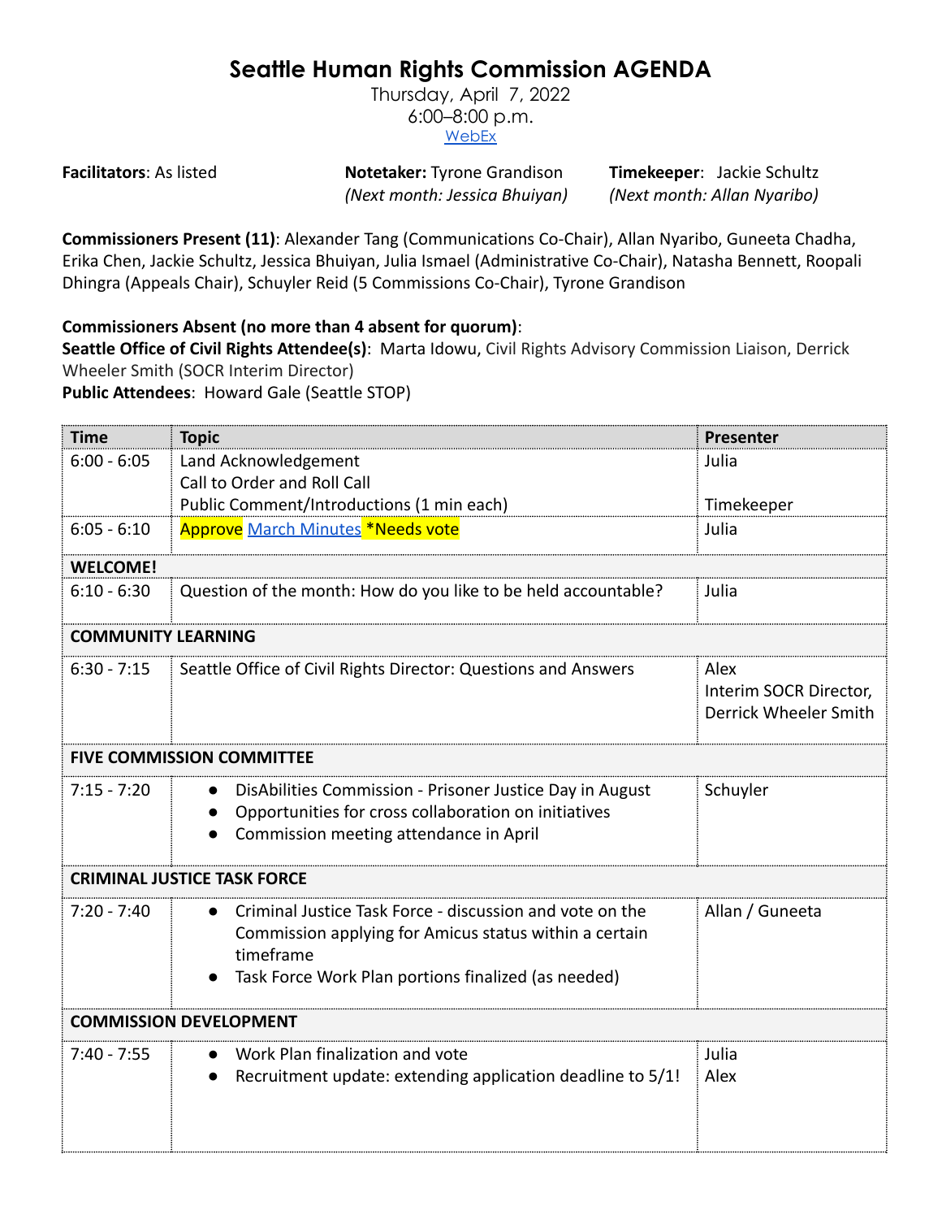# Seattle Human Rights Commission AGENDA

Thursday, April 7, 2022
6:00–8:00 p.m.
[WebEx](WebEx)

**Facilitators**: As listed

**Notetaker:** Tyrone Grandison
*(Next month: Jessica Bhuiyan)*

**Timekeeper**: Jackie Schultz
*(Next month: Allan Nyaribo)*

**Commissioners Present (11)**: Alexander Tang (Communications Co-Chair), Allan Nyaribo, Guneeta Chadha, Erika Chen, Jackie Schultz, Jessica Bhuiyan, Julia Ismael (Administrative Co-Chair), Natasha Bennett, Roopali Dhingra (Appeals Chair), Schuyler Reid (5 Commissions Co-Chair), Tyrone Grandison

**Commissioners Absent (no more than 4 absent for quorum)**:
**Seattle Office of Civil Rights Attendee(s)**: Marta Idowu, Civil Rights Advisory Commission Liaison, Derrick Wheeler Smith (SOCR Interim Director)
**Public Attendees**: Howard Gale (Seattle STOP)

| Time | Topic | Presenter |
|---|---|---|
| 6:00 - 6:05 | Land Acknowledgement<br>Call to Order and Roll Call<br>Public Comment/Introductions (1 min each) | Julia<br><br>Timekeeper |
| 6:05 - 6:10 | Approve March Minutes *Needs vote | Julia |
| **WELCOME!** | | |
| 6:10 - 6:30 | Question of the month: How do you like to be held accountable? | Julia |
| **COMMUNITY LEARNING** | | |
| 6:30 - 7:15 | Seattle Office of Civil Rights Director: Questions and Answers | Alex<br>Interim SOCR Director, Derrick Wheeler Smith |
| **FIVE COMMISSION COMMITTEE** | | |
| 7:15 - 7:20 | • DisAbilities Commission - Prisoner Justice Day in August<br>• Opportunities for cross collaboration on initiatives<br>• Commission meeting attendance in April | Schuyler |
| **CRIMINAL JUSTICE TASK FORCE** | | |
| 7:20 - 7:40 | • Criminal Justice Task Force - discussion and vote on the Commission applying for Amicus status within a certain timeframe<br>• Task Force Work Plan portions finalized (as needed) | Allan / Guneeta |
| **COMMISSION DEVELOPMENT** | | |
| 7:40 - 7:55 | • Work Plan finalization and vote<br>• Recruitment update: extending application deadline to 5/1! | Julia<br>Alex |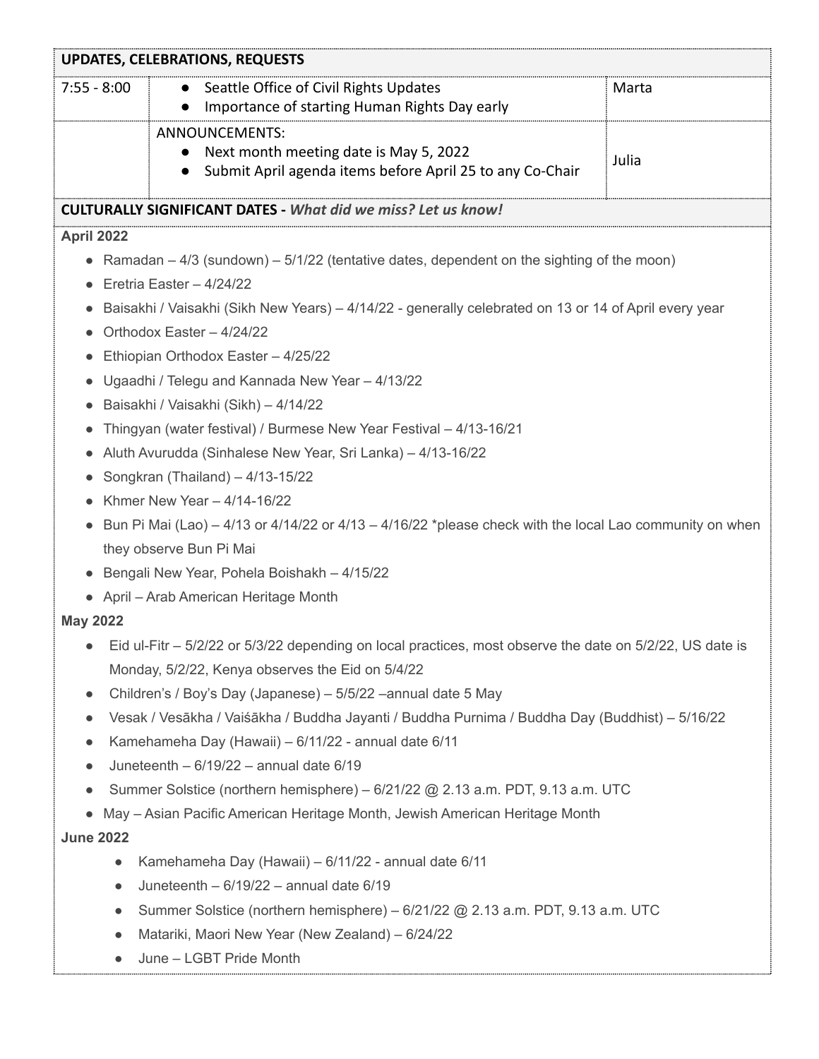| UPDATES, CELEBRATIONS, REQUESTS | | |
|---|---|---|
| 7:55 - 8:00 | • Seattle Office of Civil Rights Updates<br>• Importance of starting Human Rights Day early | Marta |
| | ANNOUNCEMENTS:<br>• Next month meeting date is May 5, 2022<br>• Submit April agenda items before April 25 to any Co-Chair | Julia |

**CULTURALLY SIGNIFICANT DATES -** ***What did we miss? Let us know!***

**April 2022**

- Ramadan – 4/3 (sundown) – 5/1/22 (tentative dates, dependent on the sighting of the moon)
- Eretria Easter – 4/24/22
- Baisakhi / Vaisakhi (Sikh New Years) – 4/14/22 - generally celebrated on 13 or 14 of April every year
- Orthodox Easter – 4/24/22
- Ethiopian Orthodox Easter – 4/25/22
- Ugaadhi / Telegu and Kannada New Year – 4/13/22
- Baisakhi / Vaisakhi (Sikh) – 4/14/22
- Thingyan (water festival) / Burmese New Year Festival – 4/13-16/21
- Aluth Avurudda (Sinhalese New Year, Sri Lanka) – 4/13-16/22
- Songkran (Thailand) – 4/13-15/22
- Khmer New Year – 4/14-16/22
- Bun Pi Mai (Lao) – 4/13 or 4/14/22 or 4/13 – 4/16/22 *please check with the local Lao community on when they observe Bun Pi Mai
- Bengali New Year, Pohela Boishakh – 4/15/22
- April – Arab American Heritage Month

**May 2022**

- Eid ul-Fitr – 5/2/22 or 5/3/22 depending on local practices, most observe the date on 5/2/22, US date is Monday, 5/2/22, Kenya observes the Eid on 5/4/22
- Children's / Boy's Day (Japanese) – 5/5/22 –annual date 5 May
- Vesak / Vesākha / Vaiśākha / Buddha Jayanti / Buddha Purnima / Buddha Day (Buddhist) – 5/16/22
- Kamehameha Day (Hawaii) – 6/11/22 - annual date 6/11
- Juneteenth – 6/19/22 – annual date 6/19
- Summer Solstice (northern hemisphere) – 6/21/22 @ 2.13 a.m. PDT, 9.13 a.m. UTC
- May – Asian Pacific American Heritage Month, Jewish American Heritage Month

**June 2022**

- Kamehameha Day (Hawaii) – 6/11/22 - annual date 6/11
- Juneteenth – 6/19/22 – annual date 6/19
- Summer Solstice (northern hemisphere) – 6/21/22 @ 2.13 a.m. PDT, 9.13 a.m. UTC
- Matariki, Maori New Year (New Zealand) – 6/24/22
- June – LGBT Pride Month